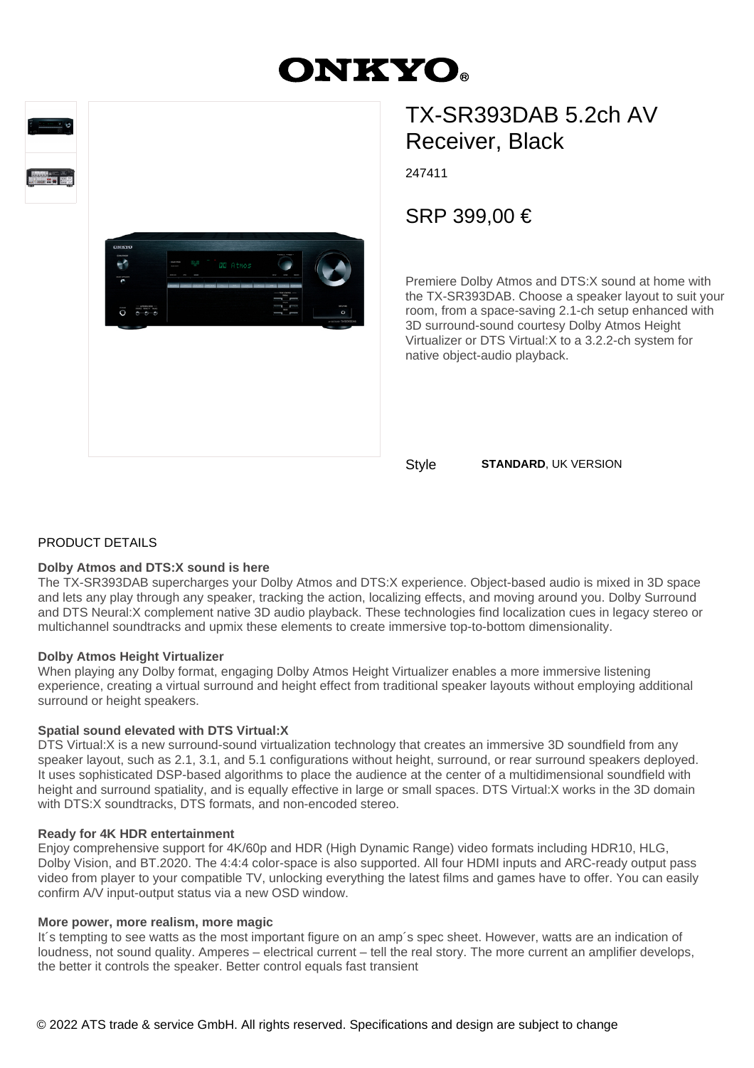# ONKYO

## TX-SR393DAB 5.2ch AV Receiver, Black

247411

SRP 399,00 €

Premiere Dolby Atmos and DTS:X sound at home with the TX-SR393DAB. Choose a speaker layout to suit your room, from a space-saving 2.1-ch setup enhanced with 3D surround-sound courtesy Dolby Atmos Height Virtualizer or DTS Virtual:X to a 3.2.2-ch system for native object-audio playback.

Style **STANDARD**, UK VERSION

PRODUCT DETAILS

**Dolby Atmos and DTS:X sound is here**
The TX-SR393DAB supercharges your Dolby Atmos and DTS:X experience. Object-based audio is mixed in 3D space and lets any play through any speaker, tracking the action, localizing effects, and moving around you. Dolby Surround and DTS Neural:X complement native 3D audio playback. These technologies find localization cues in legacy stereo or multichannel soundtracks and upmix these elements to create immersive top-to-bottom dimensionality.

**Dolby Atmos Height Virtualizer**
When playing any Dolby format, engaging Dolby Atmos Height Virtualizer enables a more immersive listening experience, creating a virtual surround and height effect from traditional speaker layouts without employing additional surround or height speakers.

**Spatial sound elevated with DTS Virtual:X**
DTS Virtual:X is a new surround-sound virtualization technology that creates an immersive 3D soundfield from any speaker layout, such as 2.1, 3.1, and 5.1 configurations without height, surround, or rear surround speakers deployed. It uses sophisticated DSP-based algorithms to place the audience at the center of a multidimensional soundfield with height and surround spatiality, and is equally effective in large or small spaces. DTS Virtual:X works in the 3D domain with DTS:X soundtracks, DTS formats, and non-encoded stereo.

**Ready for 4K HDR entertainment**
Enjoy comprehensive support for 4K/60p and HDR (High Dynamic Range) video formats including HDR10, HLG, Dolby Vision, and BT.2020. The 4:4:4 color-space is also supported. All four HDMI inputs and ARC-ready output pass video from player to your compatible TV, unlocking everything the latest films and games have to offer. You can easily confirm A/V input-output status via a new OSD window.

**More power, more realism, more magic**
It´s tempting to see watts as the most important figure on an amp´s spec sheet. However, watts are an indication of loudness, not sound quality. Amperes – electrical current – tell the real story. The more current an amplifier develops, the better it controls the speaker. Better control equals fast transient

© 2022 ATS trade & service GmbH. All rights reserved. Specifications and design are subject to change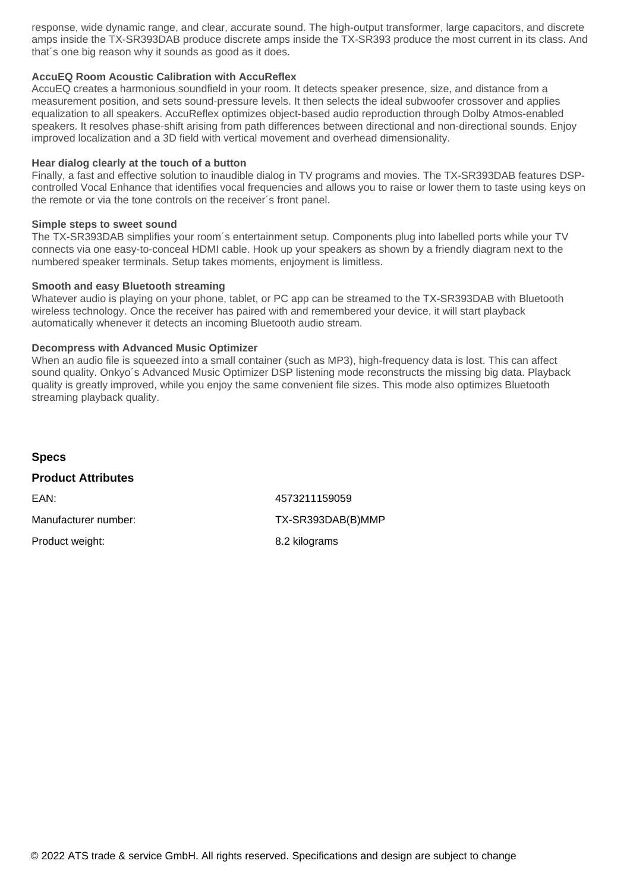response, wide dynamic range, and clear, accurate sound. The high-output transformer, large capacitors, and discrete amps inside the TX-SR393DAB produce discrete amps inside the TX-SR393 produce the most current in its class. And that´s one big reason why it sounds as good as it does.

**AccuEQ Room Acoustic Calibration with AccuReflex**
AccuEQ creates a harmonious soundfield in your room. It detects speaker presence, size, and distance from a measurement position, and sets sound-pressure levels. It then selects the ideal subwoofer crossover and applies equalization to all speakers. AccuReflex optimizes object-based audio reproduction through Dolby Atmos-enabled speakers. It resolves phase-shift arising from path differences between directional and non-directional sounds. Enjoy improved localization and a 3D field with vertical movement and overhead dimensionality.

**Hear dialog clearly at the touch of a button**
Finally, a fast and effective solution to inaudible dialog in TV programs and movies. The TX-SR393DAB features DSP-controlled Vocal Enhance that identifies vocal frequencies and allows you to raise or lower them to taste using keys on the remote or via the tone controls on the receiver´s front panel.

**Simple steps to sweet sound**
The TX-SR393DAB simplifies your room´s entertainment setup. Components plug into labelled ports while your TV connects via one easy-to-conceal HDMI cable. Hook up your speakers as shown by a friendly diagram next to the numbered speaker terminals. Setup takes moments, enjoyment is limitless.

**Smooth and easy Bluetooth streaming**
Whatever audio is playing on your phone, tablet, or PC app can be streamed to the TX-SR393DAB with Bluetooth wireless technology. Once the receiver has paired with and remembered your device, it will start playback automatically whenever it detects an incoming Bluetooth audio stream.

**Decompress with Advanced Music Optimizer**
When an audio file is squeezed into a small container (such as MP3), high-frequency data is lost. This can affect sound quality. Onkyo´s Advanced Music Optimizer DSP listening mode reconstructs the missing big data. Playback quality is greatly improved, while you enjoy the same convenient file sizes. This mode also optimizes Bluetooth streaming playback quality.

## Specs

### Product Attributes

| | |
|---|---|
| EAN: | 4573211159059 |
| Manufacturer number: | TX-SR393DAB(B)MMP |
| Product weight: | 8.2 kilograms |

© 2022 ATS trade & service GmbH. All rights reserved. Specifications and design are subject to change